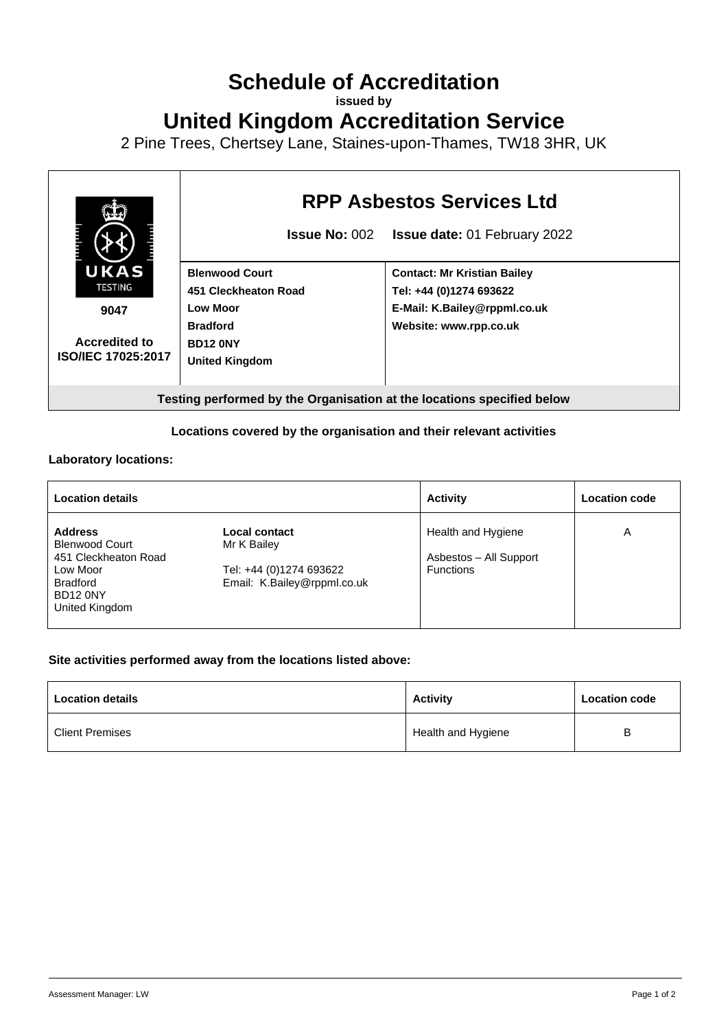# Schedule of Accreditation

**issued by**

# United Kingdom Accreditation Service

2 Pine Trees, Chertsey Lane, Staines-upon-Thames, TW18 3HR, UK

| UKAS TESTING 9047 Accredited to ISO/IEC 17025:2017 | **RPP Asbestos Services Ltd** **Issue No:** 002 **Issue date:** 01 February 2022 | |
|---|---|---|
| | **Blenwood Court** **451 Cleckheaton Road** **Low Moor** **Bradford** **BD12 0NY** **United Kingdom** | **Contact: Mr Kristian Bailey** **Tel: +44 (0)1274 693622** **E-Mail: K.Bailey@rppml.co.uk** **Website: www.rpp.co.uk** |

**Testing performed by the Organisation at the locations specified below**

**Locations covered by the organisation and their relevant activities**

**Laboratory locations:**

| Location details | | Activity | Location code |
|---|---|---|---|
| **Address** Blenwood Court 451 Cleckheaton Road Low Moor Bradford BD12 0NY United Kingdom | **Local contact** Mr K Bailey Tel: +44 (0)1274 693622 Email: K.Bailey@rppml.co.uk | Health and Hygiene Asbestos – All Support Functions | A |

**Site activities performed away from the locations listed above:**

| Location details | Activity | Location code |
|---|---|---|
| Client Premises | Health and Hygiene | B |

Assessment Manager: LW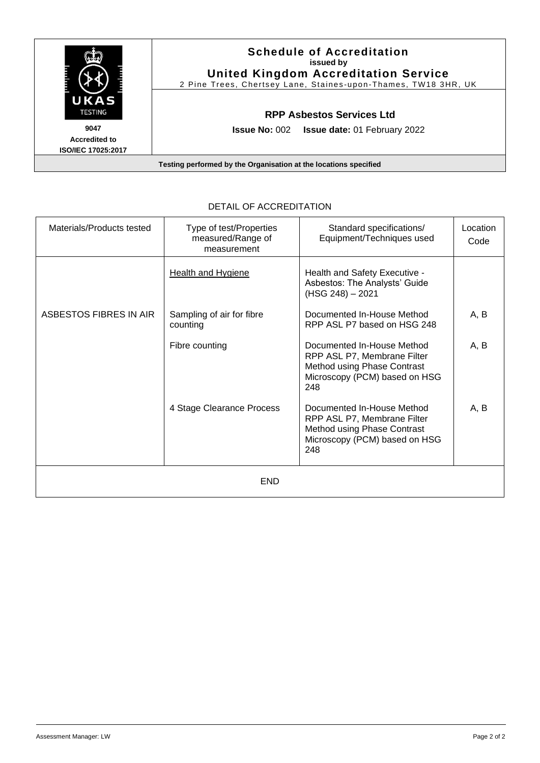**Schedule of Accreditation**
**issued by**
**United Kingdom Accreditation Service**
2 Pine Trees, Chertsey Lane, Staines-upon-Thames, TW18 3HR, UK

**9047**
**Accredited to**
**ISO/IEC 17025:2017**

**RPP Asbestos Services Ltd**

**Issue No:** 002 **Issue date:** 01 February 2022

**Testing performed by the Organisation at the locations specified**

## DETAIL OF ACCREDITATION

| Materials/Products tested | Type of test/Properties measured/Range of measurement | Standard specifications/ Equipment/Techniques used | Location Code |
|---|---|---|---|
| | Health and Hygiene | Health and Safety Executive - Asbestos: The Analysts' Guide (HSG 248) – 2021 | |
| ASBESTOS FIBRES IN AIR | Sampling of air for fibre counting | Documented In-House Method RPP ASL P7 based on HSG 248 | A, B |
| | Fibre counting | Documented In-House Method RPP ASL P7, Membrane Filter Method using Phase Contrast Microscopy (PCM) based on HSG 248 | A, B |
| | 4 Stage Clearance Process | Documented In-House Method RPP ASL P7, Membrane Filter Method using Phase Contrast Microscopy (PCM) based on HSG 248 | A, B |

END

Assessment Manager: LW